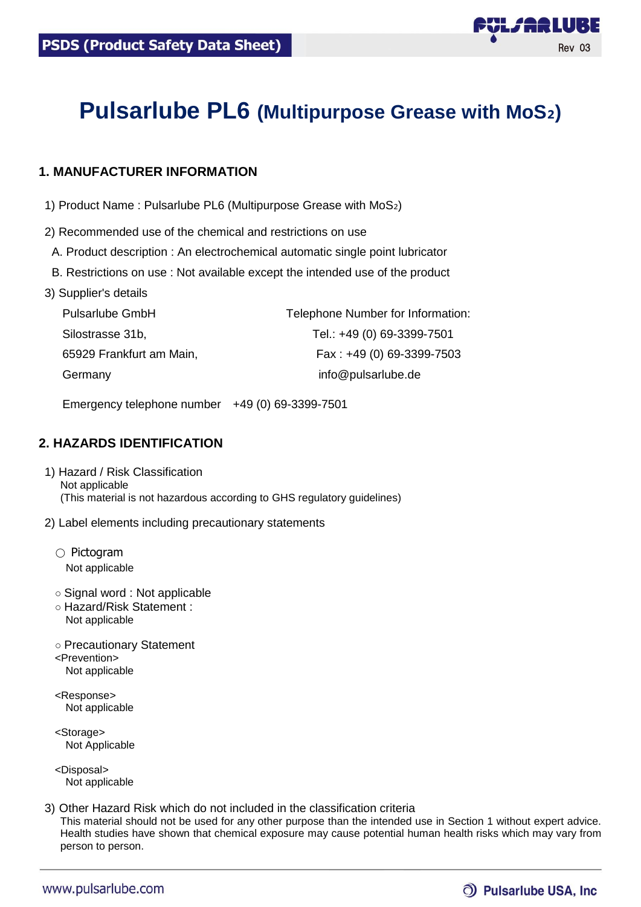# Pulsarlube PL6 (Multipurpose Grease with $MoS_2$)

## 1. MANUFACTURER INFORMATION

1) Product Name : Pulsarlube PL6 (Multipurpose Grease with $MoS_2$)

2) Recommended use of the chemical and restrictions on use

A. Product description : An electrochemical automatic single point lubricator

B. Restrictions on use : Not available except the intended use of the product

3) Supplier's details

Pulsarlube GmbH
Silostrasse 31b,
65929 Frankfurt am Main,
Germany

Telephone Number for Information:
Tel.: +49 (0) 69-3399-7501
Fax : +49 (0) 69-3399-7503
info@pulsarlube.de

Emergency telephone number +49 (0) 69-3399-7501

## 2. HAZARDS IDENTIFICATION

1) Hazard / Risk Classification

Not applicable
(This material is not hazardous according to GHS regulatory guidelines)

2) Label elements including precautionary statements

○ Pictogram
Not applicable

○ Signal word : Not applicable

○ Hazard/Risk Statement :
Not applicable

○ Precautionary Statement

<Prevention>
Not applicable

<Response>
Not applicable

<Storage>
Not Applicable

<Disposal>
Not applicable

3) Other Hazard Risk which do not included in the classification criteria

This material should not be used for any other purpose than the intended use in Section 1 without expert advice. Health studies have shown that chemical exposure may cause potential human health risks which may vary from person to person.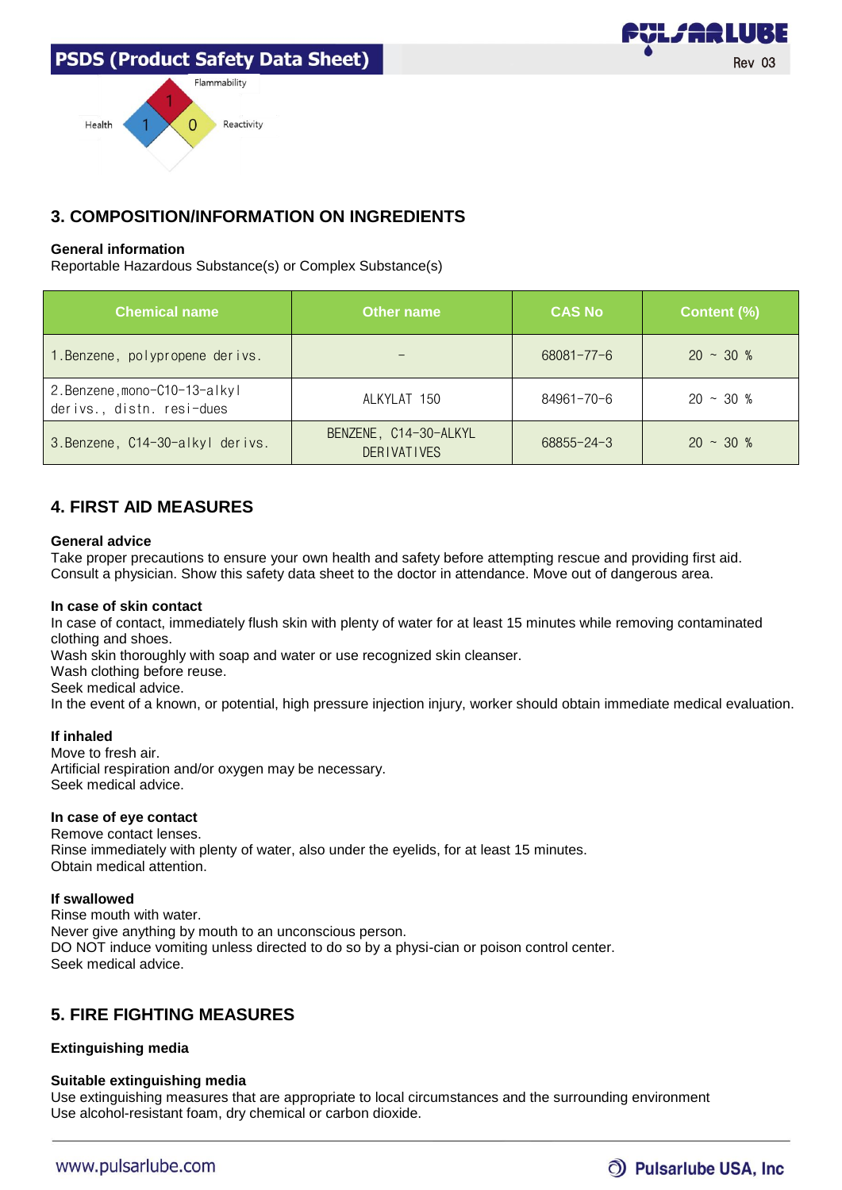Flammability 1
Health 1
Reactivity 0

## 3. COMPOSITION/INFORMATION ON INGREDIENTS

**General information**

Reportable Hazardous Substance(s) or Complex Substance(s)

| Chemical name | Other name | CAS No | Content (%) |
|---|---|---|---|
| 1.Benzene, polypropene derivs. | - | 68081-77-6 | 20 ~ 30 % |
| 2.Benzene,mono-C10-13-alkyl derivs., distn. resi-dues | ALKYLAT 150 | 84961-70-6 | 20 ~ 30 % |
| 3.Benzene, C14-30-alkyl derivs. | BENZENE, C14-30-ALKYL DERIVATIVES | 68855-24-3 | 20 ~ 30 % |

## 4. FIRST AID MEASURES

**General advice**

Take proper precautions to ensure your own health and safety before attempting rescue and providing first aid.
Consult a physician. Show this safety data sheet to the doctor in attendance. Move out of dangerous area.

**In case of skin contact**

In case of contact, immediately flush skin with plenty of water for at least 15 minutes while removing contaminated clothing and shoes.
Wash skin thoroughly with soap and water or use recognized skin cleanser.
Wash clothing before reuse.
Seek medical advice.
In the event of a known, or potential, high pressure injection injury, worker should obtain immediate medical evaluation.

**If inhaled**

Move to fresh air.
Artificial respiration and/or oxygen may be necessary.
Seek medical advice.

**In case of eye contact**

Remove contact lenses.
Rinse immediately with plenty of water, also under the eyelids, for at least 15 minutes.
Obtain medical attention.

**If swallowed**

Rinse mouth with water.
Never give anything by mouth to an unconscious person.
DO NOT induce vomiting unless directed to do so by a physi-cian or poison control center.
Seek medical advice.

## 5. FIRE FIGHTING MEASURES

**Extinguishing media**

**Suitable extinguishing media**

Use extinguishing measures that are appropriate to local circumstances and the surrounding environment
Use alcohol-resistant foam, dry chemical or carbon dioxide.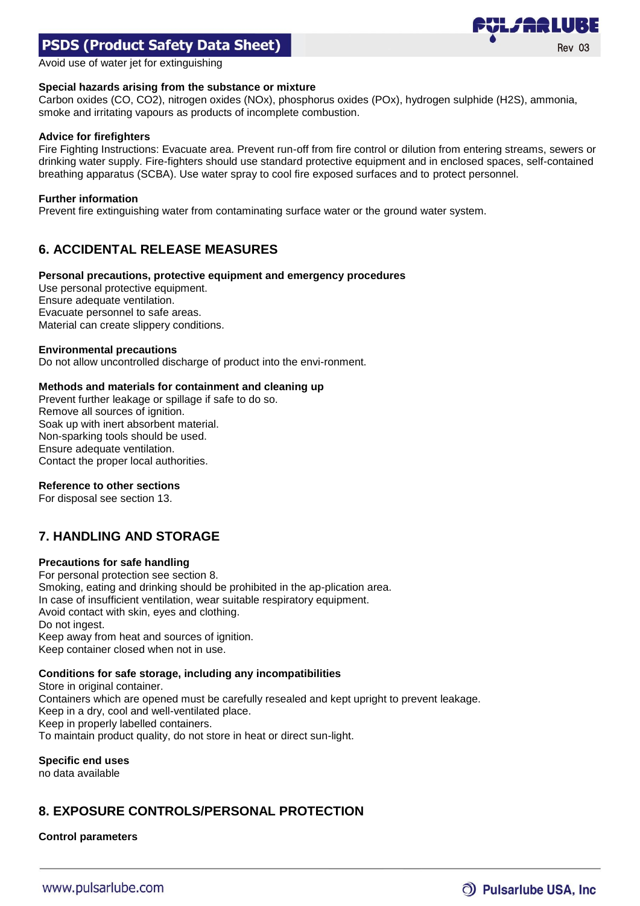Avoid use of water jet for extinguishing

**Special hazards arising from the substance or mixture**
Carbon oxides (CO, $CO_2$), nitrogen oxides (NOx), phosphorus oxides (POx), hydrogen sulphide ($H_2S$), ammonia, smoke and irritating vapours as products of incomplete combustion.

**Advice for firefighters**
Fire Fighting Instructions: Evacuate area. Prevent run-off from fire control or dilution from entering streams, sewers or drinking water supply. Fire-fighters should use standard protective equipment and in enclosed spaces, self-contained breathing apparatus (SCBA). Use water spray to cool fire exposed surfaces and to protect personnel.

**Further information**
Prevent fire extinguishing water from contaminating surface water or the ground water system.

## 6. ACCIDENTAL RELEASE MEASURES

**Personal precautions, protective equipment and emergency procedures**
Use personal protective equipment.
Ensure adequate ventilation.
Evacuate personnel to safe areas.
Material can create slippery conditions.

**Environmental precautions**
Do not allow uncontrolled discharge of product into the envi-ronment.

**Methods and materials for containment and cleaning up**
Prevent further leakage or spillage if safe to do so.
Remove all sources of ignition.
Soak up with inert absorbent material.
Non-sparking tools should be used.
Ensure adequate ventilation.
Contact the proper local authorities.

**Reference to other sections**
For disposal see section 13.

## 7. HANDLING AND STORAGE

**Precautions for safe handling**
For personal protection see section 8.
Smoking, eating and drinking should be prohibited in the ap-plication area.
In case of insufficient ventilation, wear suitable respiratory equipment.
Avoid contact with skin, eyes and clothing.
Do not ingest.
Keep away from heat and sources of ignition.
Keep container closed when not in use.

**Conditions for safe storage, including any incompatibilities**
Store in original container.
Containers which are opened must be carefully resealed and kept upright to prevent leakage.
Keep in a dry, cool and well-ventilated place.
Keep in properly labelled containers.
To maintain product quality, do not store in heat or direct sun-light.

**Specific end uses**
no data available

## 8. EXPOSURE CONTROLS/PERSONAL PROTECTION

**Control parameters**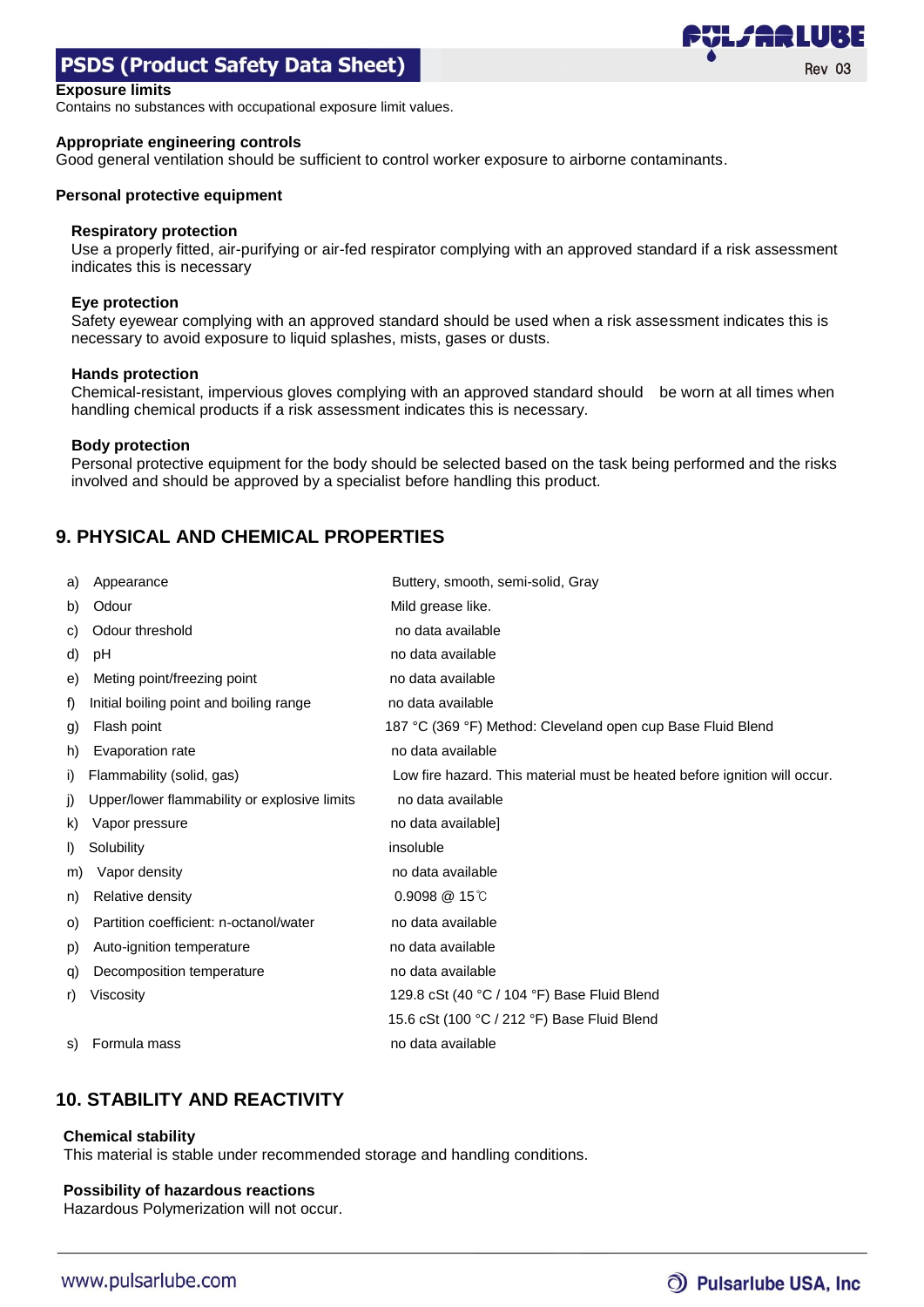### Exposure limits

Contains no substances with occupational exposure limit values.

### Appropriate engineering controls

Good general ventilation should be sufficient to control worker exposure to airborne contaminants.

### Personal protective equipment

**Respiratory protection**
Use a properly fitted, air-purifying or air-fed respirator complying with an approved standard if a risk assessment indicates this is necessary

**Eye protection**
Safety eyewear complying with an approved standard should be used when a risk assessment indicates this is necessary to avoid exposure to liquid splashes, mists, gases or dusts.

**Hands protection**
Chemical-resistant, impervious gloves complying with an approved standard should be worn at all times when handling chemical products if a risk assessment indicates this is necessary.

**Body protection**
Personal protective equipment for the body should be selected based on the task being performed and the risks involved and should be approved by a specialist before handling this product.

## 9. PHYSICAL AND CHEMICAL PROPERTIES

| | Property | Value |
|---|---|---|
| a) | Appearance | Buttery, smooth, semi-solid, Gray |
| b) | Odour | Mild grease like. |
| c) | Odour threshold | no data available |
| d) | pH | no data available |
| e) | Meting point/freezing point | no data available |
| f) | Initial boiling point and boiling range | no data available |
| g) | Flash point | 187 °C (369 °F) Method: Cleveland open cup Base Fluid Blend |
| h) | Evaporation rate | no data available |
| i) | Flammability (solid, gas) | Low fire hazard. This material must be heated before ignition will occur. |
| j) | Upper/lower flammability or explosive limits | no data available |
| k) | Vapor pressure | no data available] |
| l) | Solubility | insoluble |
| m) | Vapor density | no data available |
| n) | Relative density | 0.9098 @ 15℃ |
| o) | Partition coefficient: n-octanol/water | no data available |
| p) | Auto-ignition temperature | no data available |
| q) | Decomposition temperature | no data available |
| r) | Viscosity | 129.8 cSt (40 °C / 104 °F) Base Fluid Blend<br>15.6 cSt (100 °C / 212 °F) Base Fluid Blend |
| s) | Formula mass | no data available |

## 10. STABILITY AND REACTIVITY

### Chemical stability

This material is stable under recommended storage and handling conditions.

### Possibility of hazardous reactions

Hazardous Polymerization will not occur.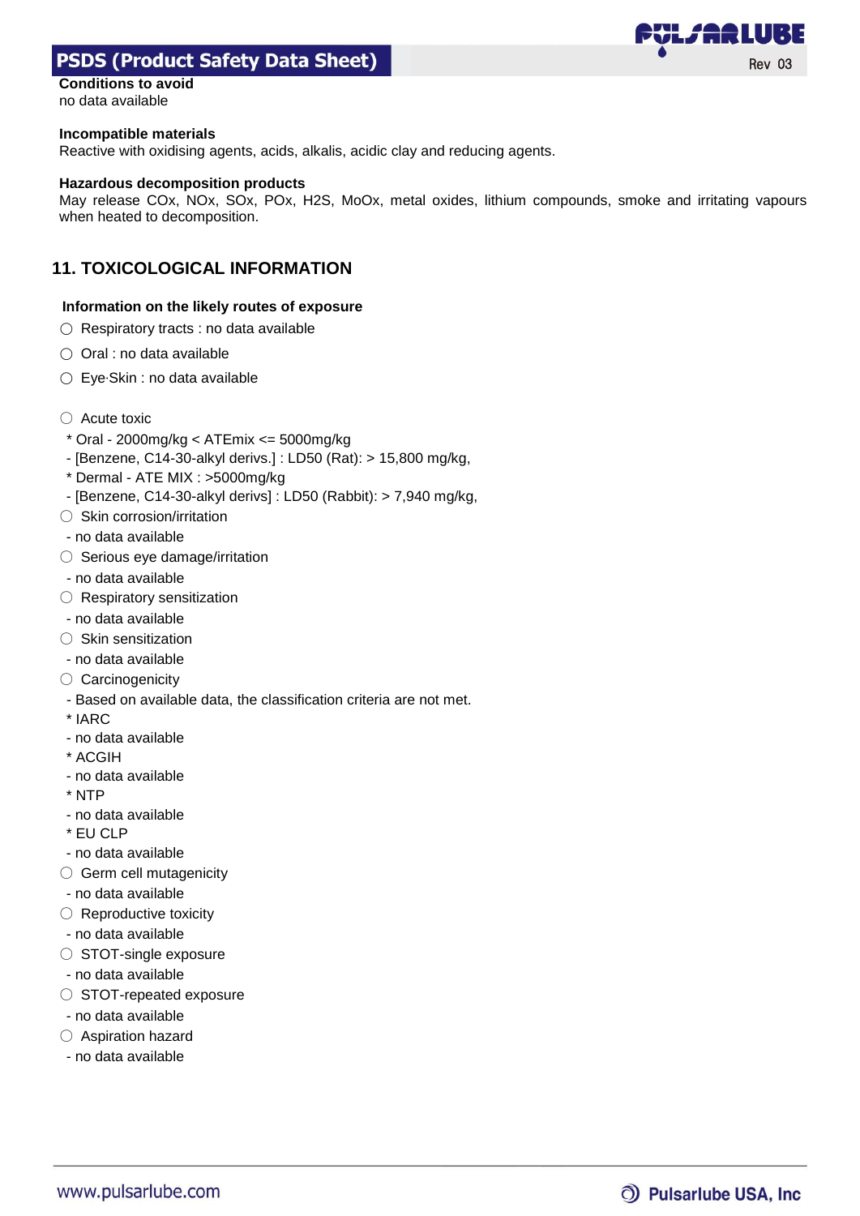**Conditions to avoid**
no data available

**Incompatible materials**
Reactive with oxidising agents, acids, alkalis, acidic clay and reducing agents.

**Hazardous decomposition products**
May release COx, NOx, SOx, POx, H2S, MoOx, metal oxides, lithium compounds, smoke and irritating vapours when heated to decomposition.

## 11. TOXICOLOGICAL INFORMATION

**Information on the likely routes of exposure**

○ Respiratory tracts : no data available

○ Oral : no data available

○ Eye·Skin : no data available

○ Acute toxic
 * Oral - 2000mg/kg < ATEmix <= 5000mg/kg
 - [Benzene, C14-30-alkyl derivs.] : LD50 (Rat): > 15,800 mg/kg,
 * Dermal - ATE MIX : >5000mg/kg
 - [Benzene, C14-30-alkyl derivs] : LD50 (Rabbit): > 7,940 mg/kg,

○ Skin corrosion/irritation
 - no data available

○ Serious eye damage/irritation
 - no data available

○ Respiratory sensitization
 - no data available

○ Skin sensitization
 - no data available

○ Carcinogenicity
 - Based on available data, the classification criteria are not met.
 * IARC
 - no data available
 * ACGIH
 - no data available
 * NTP
 - no data available
 * EU CLP
 - no data available

○ Germ cell mutagenicity
 - no data available

○ Reproductive toxicity
 - no data available

○ STOT-single exposure
 - no data available

○ STOT-repeated exposure
 - no data available

○ Aspiration hazard
 - no data available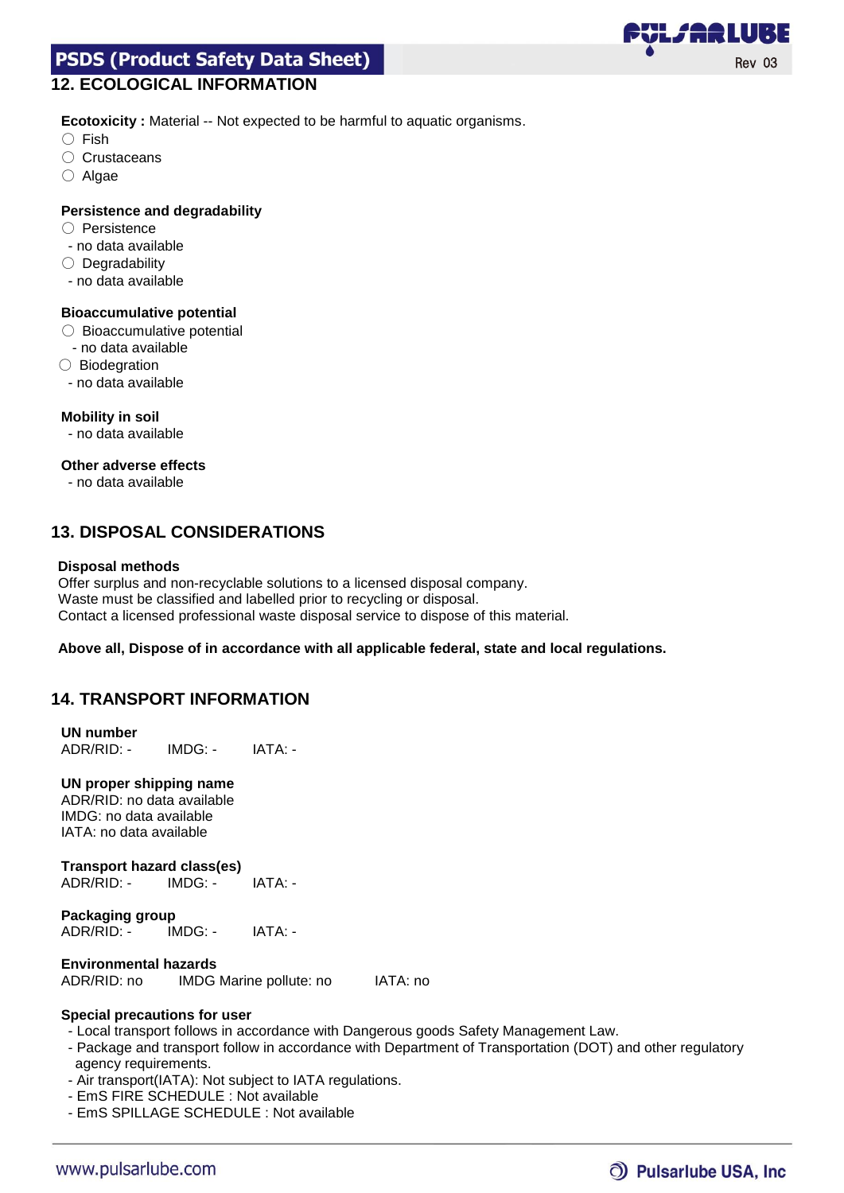## 12. ECOLOGICAL INFORMATION

**Ecotoxicity :** Material -- Not expected to be harmful to aquatic organisms.

- ○ Fish
- ○ Crustaceans
- ○ Algae

**Persistence and degradability**

- ○ Persistence
  - no data available
- ○ Degradability
  - no data available

**Bioaccumulative potential**

- ○ Bioaccumulative potential
  - no data available
- ○ Biodegration
  - no data available

**Mobility in soil**

- no data available

**Other adverse effects**

- no data available

## 13. DISPOSAL CONSIDERATIONS

**Disposal methods**

Offer surplus and non-recyclable solutions to a licensed disposal company.
Waste must be classified and labelled prior to recycling or disposal.
Contact a licensed professional waste disposal service to dispose of this material.

**Above all, Dispose of in accordance with all applicable federal, state and local regulations.**

## 14. TRANSPORT INFORMATION

**UN number**

ADR/RID: - IMDG: - IATA: -

**UN proper shipping name**

ADR/RID: no data available
IMDG: no data available
IATA: no data available

**Transport hazard class(es)**

ADR/RID: - IMDG: - IATA: -

**Packaging group**

ADR/RID: - IMDG: - IATA: -

**Environmental hazards**

ADR/RID: no IMDG Marine pollute: no IATA: no

**Special precautions for user**

- Local transport follows in accordance with Dangerous goods Safety Management Law.
- Package and transport follow in accordance with Department of Transportation (DOT) and other regulatory agency requirements.
- Air transport(IATA): Not subject to IATA regulations.
- EmS FIRE SCHEDULE : Not available
- EmS SPILLAGE SCHEDULE : Not available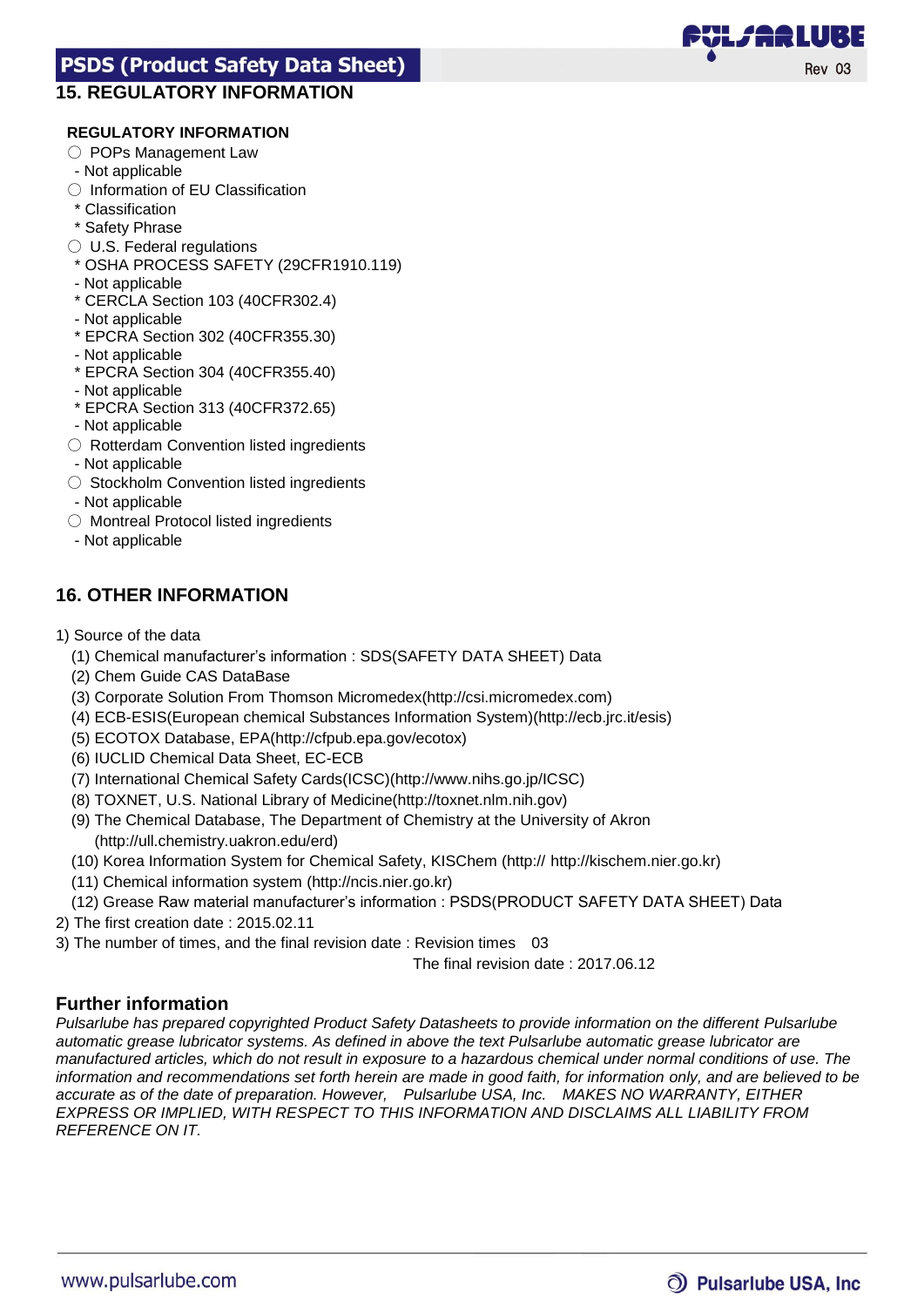## 15. REGULATORY INFORMATION

**REGULATORY INFORMATION**

○ POPs Management Law
- Not applicable

○ Information of EU Classification
* Classification
* Safety Phrase

○ U.S. Federal regulations
* OSHA PROCESS SAFETY (29CFR1910.119)
- Not applicable
* CERCLA Section 103 (40CFR302.4)
- Not applicable
* EPCRA Section 302 (40CFR355.30)
- Not applicable
* EPCRA Section 304 (40CFR355.40)
- Not applicable
* EPCRA Section 313 (40CFR372.65)
- Not applicable

○ Rotterdam Convention listed ingredients
- Not applicable

○ Stockholm Convention listed ingredients
- Not applicable

○ Montreal Protocol listed ingredients
- Not applicable

## 16. OTHER INFORMATION

1) Source of the data
   (1) Chemical manufacturer's information : SDS(SAFETY DATA SHEET) Data
   (2) Chem Guide CAS DataBase
   (3) Corporate Solution From Thomson Micromedex(http://csi.micromedex.com)
   (4) ECB-ESIS(European chemical Substances Information System)(http://ecb.jrc.it/esis)
   (5) ECOTOX Database, EPA(http://cfpub.epa.gov/ecotox)
   (6) IUCLID Chemical Data Sheet, EC-ECB
   (7) International Chemical Safety Cards(ICSC)(http://www.nihs.go.jp/ICSC)
   (8) TOXNET, U.S. National Library of Medicine(http://toxnet.nlm.nih.gov)
   (9) The Chemical Database, The Department of Chemistry at the University of Akron (http://ull.chemistry.uakron.edu/erd)
   (10) Korea Information System for Chemical Safety, KISChem (http:// http://kischem.nier.go.kr)
   (11) Chemical information system (http://ncis.nier.go.kr)
   (12) Grease Raw material manufacturer's information : PSDS(PRODUCT SAFETY DATA SHEET) Data

2) The first creation date : 2015.02.11

3) The number of times, and the final revision date : Revision times 03
   The final revision date : 2017.06.12

### Further information

*Pulsarlube has prepared copyrighted Product Safety Datasheets to provide information on the different Pulsarlube automatic grease lubricator systems. As defined in above the text Pulsarlube automatic grease lubricator are manufactured articles, which do not result in exposure to a hazardous chemical under normal conditions of use. The information and recommendations set forth herein are made in good faith, for information only, and are believed to be accurate as of the date of preparation. However, Pulsarlube USA, Inc. MAKES NO WARRANTY, EITHER EXPRESS OR IMPLIED, WITH RESPECT TO THIS INFORMATION AND DISCLAIMS ALL LIABILITY FROM REFERENCE ON IT.*